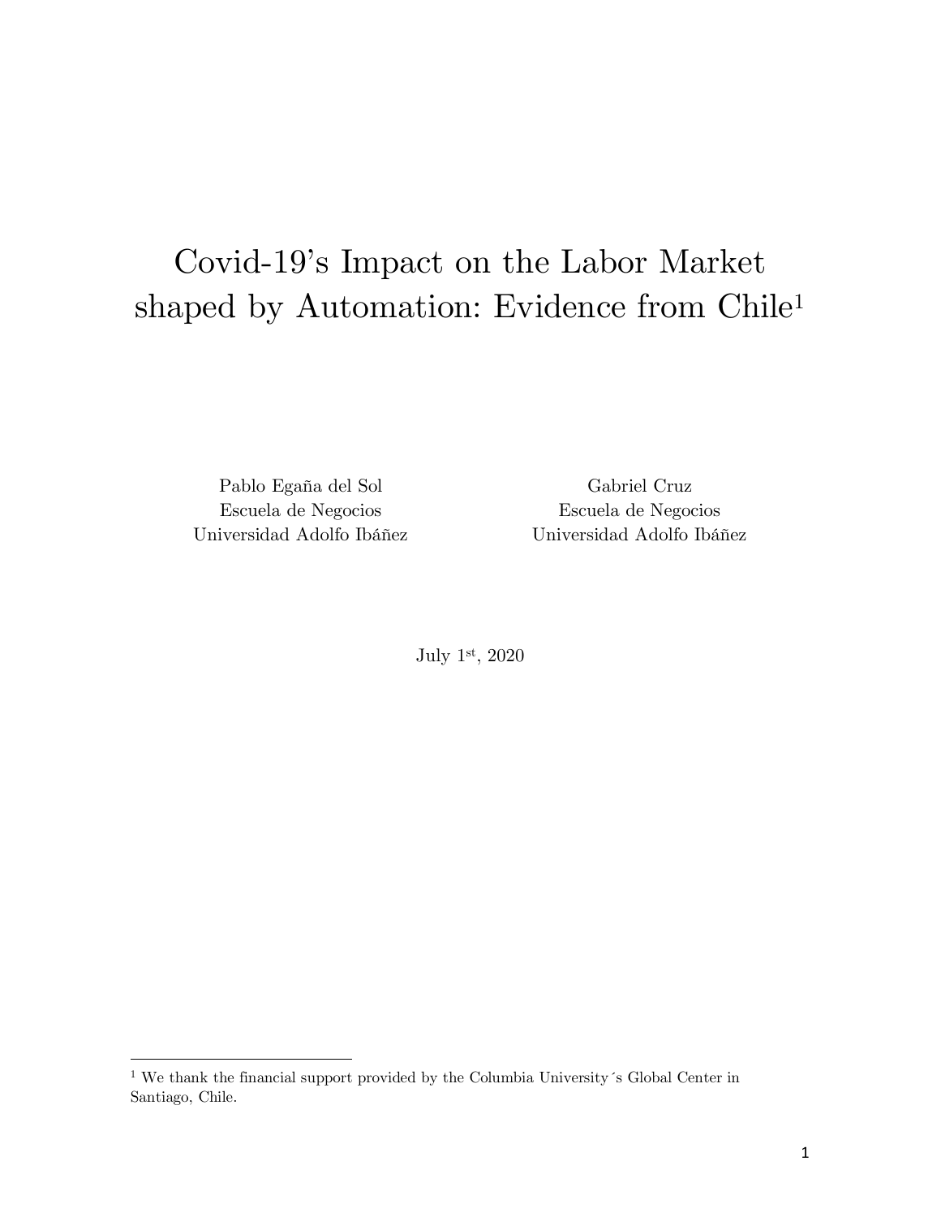# Covid-19's Impact on the Labor Market shaped by Automation: Evidence from Chile[1]

Pablo Egaña del Sol
Escuela de Negocios
Universidad Adolfo Ibáñez

Gabriel Cruz
Escuela de Negocios
Universidad Adolfo Ibáñez

July 1st, 2020

[1] We thank the financial support provided by the Columbia University´s Global Center in Santiago, Chile.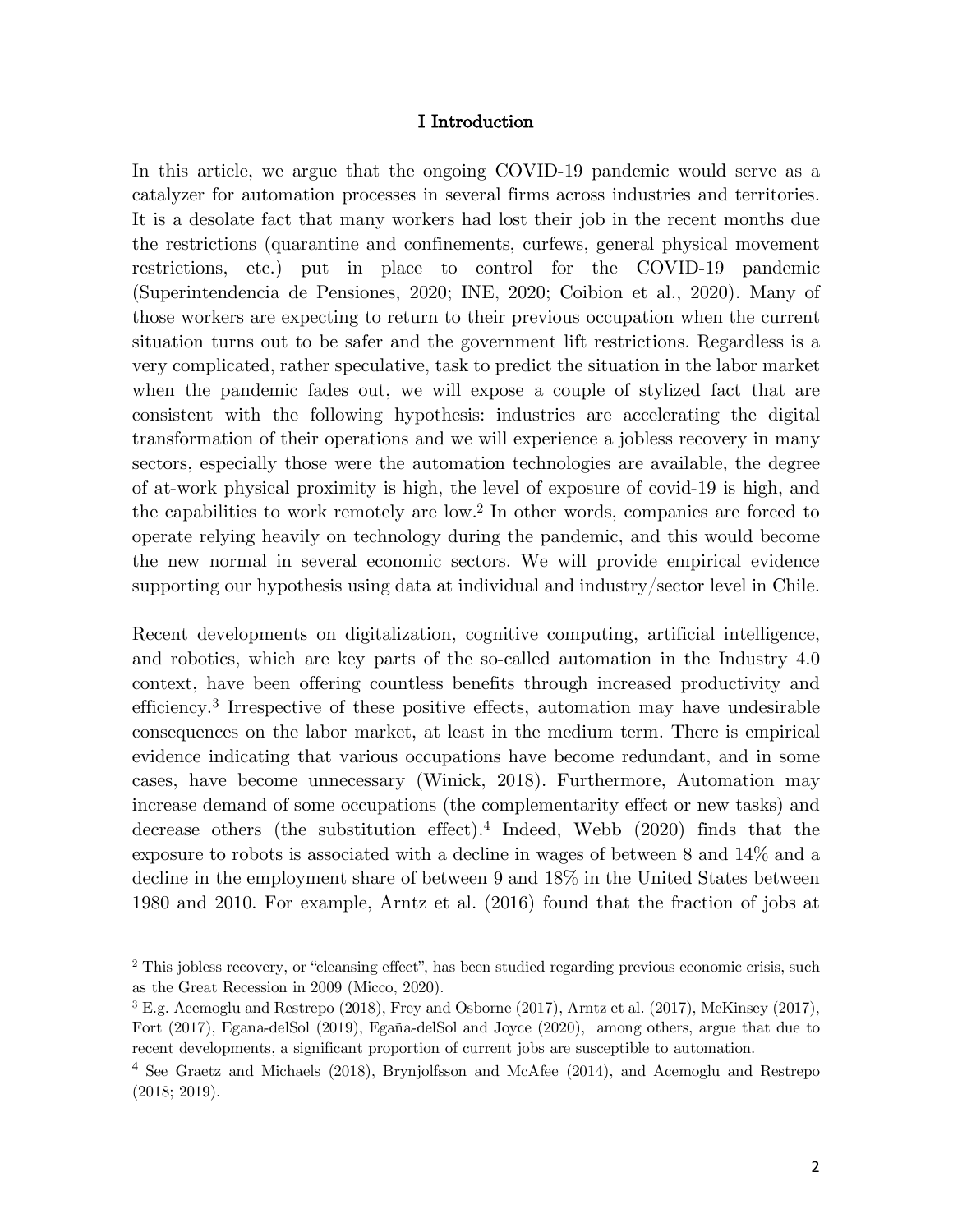# I Introduction

In this article, we argue that the ongoing COVID-19 pandemic would serve as a catalyzer for automation processes in several firms across industries and territories. It is a desolate fact that many workers had lost their job in the recent months due the restrictions (quarantine and confinements, curfews, general physical movement restrictions, etc.) put in place to control for the COVID-19 pandemic (Superintendencia de Pensiones, 2020; INE, 2020; Coibion et al., 2020). Many of those workers are expecting to return to their previous occupation when the current situation turns out to be safer and the government lift restrictions. Regardless is a very complicated, rather speculative, task to predict the situation in the labor market when the pandemic fades out, we will expose a couple of stylized fact that are consistent with the following hypothesis: industries are accelerating the digital transformation of their operations and we will experience a jobless recovery in many sectors, especially those were the automation technologies are available, the degree of at-work physical proximity is high, the level of exposure of covid-19 is high, and the capabilities to work remotely are low.[2] In other words, companies are forced to operate relying heavily on technology during the pandemic, and this would become the new normal in several economic sectors. We will provide empirical evidence supporting our hypothesis using data at individual and industry/sector level in Chile.

Recent developments on digitalization, cognitive computing, artificial intelligence, and robotics, which are key parts of the so-called automation in the Industry 4.0 context, have been offering countless benefits through increased productivity and efficiency.[3] Irrespective of these positive effects, automation may have undesirable consequences on the labor market, at least in the medium term. There is empirical evidence indicating that various occupations have become redundant, and in some cases, have become unnecessary (Winick, 2018). Furthermore, Automation may increase demand of some occupations (the complementarity effect or new tasks) and decrease others (the substitution effect).[4] Indeed, Webb (2020) finds that the exposure to robots is associated with a decline in wages of between 8 and 14% and a decline in the employment share of between 9 and 18% in the United States between 1980 and 2010. For example, Arntz et al. (2016) found that the fraction of jobs at

---

[2] This jobless recovery, or "cleansing effect", has been studied regarding previous economic crisis, such as the Great Recession in 2009 (Micco, 2020).

[3] E.g. Acemoglu and Restrepo (2018), Frey and Osborne (2017), Arntz et al. (2017), McKinsey (2017), Fort (2017), Egana-delSol (2019), Egaña-delSol and Joyce (2020), among others, argue that due to recent developments, a significant proportion of current jobs are susceptible to automation.

[4] See Graetz and Michaels (2018), Brynjolfsson and McAfee (2014), and Acemoglu and Restrepo (2018; 2019).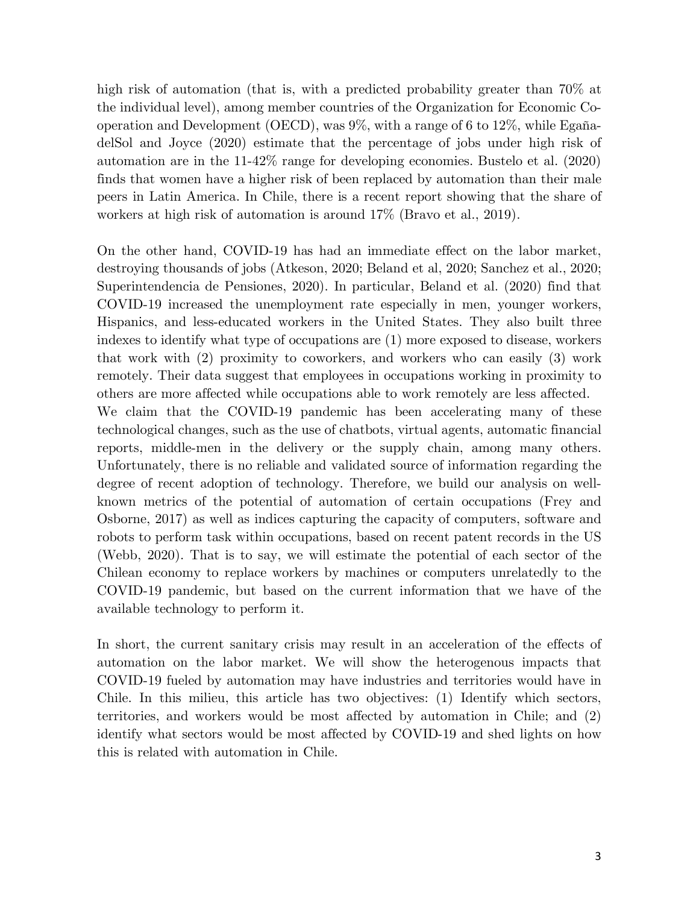high risk of automation (that is, with a predicted probability greater than 70% at the individual level), among member countries of the Organization for Economic Co-operation and Development (OECD), was 9%, with a range of 6 to 12%, while Egaña-delSol and Joyce (2020) estimate that the percentage of jobs under high risk of automation are in the 11-42% range for developing economies. Bustelo et al. (2020) finds that women have a higher risk of been replaced by automation than their male peers in Latin America. In Chile, there is a recent report showing that the share of workers at high risk of automation is around 17% (Bravo et al., 2019).

On the other hand, COVID-19 has had an immediate effect on the labor market, destroying thousands of jobs (Atkeson, 2020; Beland et al, 2020; Sanchez et al., 2020; Superintendencia de Pensiones, 2020). In particular, Beland et al. (2020) find that COVID-19 increased the unemployment rate especially in men, younger workers, Hispanics, and less-educated workers in the United States. They also built three indexes to identify what type of occupations are (1) more exposed to disease, workers that work with (2) proximity to coworkers, and workers who can easily (3) work remotely. Their data suggest that employees in occupations working in proximity to others are more affected while occupations able to work remotely are less affected.

We claim that the COVID-19 pandemic has been accelerating many of these technological changes, such as the use of chatbots, virtual agents, automatic financial reports, middle-men in the delivery or the supply chain, among many others. Unfortunately, there is no reliable and validated source of information regarding the degree of recent adoption of technology. Therefore, we build our analysis on well-known metrics of the potential of automation of certain occupations (Frey and Osborne, 2017) as well as indices capturing the capacity of computers, software and robots to perform task within occupations, based on recent patent records in the US (Webb, 2020). That is to say, we will estimate the potential of each sector of the Chilean economy to replace workers by machines or computers unrelatedly to the COVID-19 pandemic, but based on the current information that we have of the available technology to perform it.

In short, the current sanitary crisis may result in an acceleration of the effects of automation on the labor market. We will show the heterogenous impacts that COVID-19 fueled by automation may have industries and territories would have in Chile. In this milieu, this article has two objectives: (1) Identify which sectors, territories, and workers would be most affected by automation in Chile; and (2) identify what sectors would be most affected by COVID-19 and shed lights on how this is related with automation in Chile.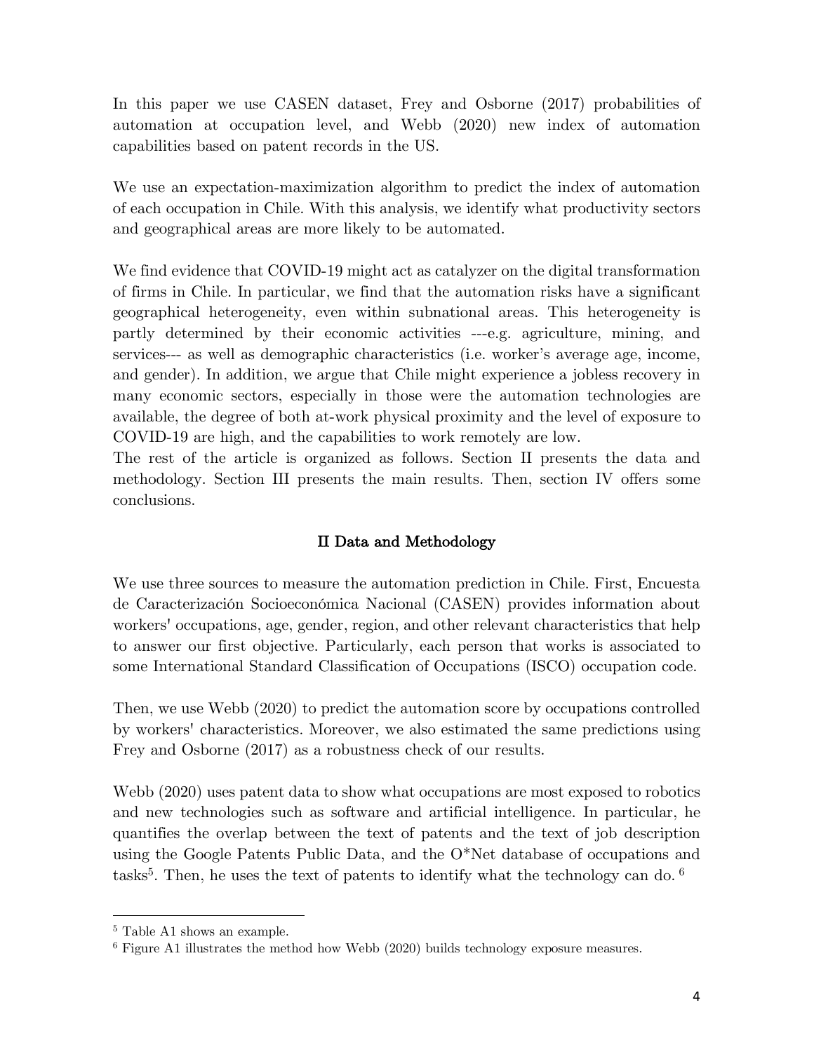In this paper we use CASEN dataset, Frey and Osborne (2017) probabilities of automation at occupation level, and Webb (2020) new index of automation capabilities based on patent records in the US.

We use an expectation-maximization algorithm to predict the index of automation of each occupation in Chile. With this analysis, we identify what productivity sectors and geographical areas are more likely to be automated.

We find evidence that COVID-19 might act as catalyzer on the digital transformation of firms in Chile. In particular, we find that the automation risks have a significant geographical heterogeneity, even within subnational areas. This heterogeneity is partly determined by their economic activities ---e.g. agriculture, mining, and services--- as well as demographic characteristics (i.e. worker's average age, income, and gender). In addition, we argue that Chile might experience a jobless recovery in many economic sectors, especially in those were the automation technologies are available, the degree of both at-work physical proximity and the level of exposure to COVID-19 are high, and the capabilities to work remotely are low.
The rest of the article is organized as follows. Section II presents the data and methodology. Section III presents the main results. Then, section IV offers some conclusions.

## II Data and Methodology

We use three sources to measure the automation prediction in Chile. First, Encuesta de Caracterización Socioeconómica Nacional (CASEN) provides information about workers' occupations, age, gender, region, and other relevant characteristics that help to answer our first objective. Particularly, each person that works is associated to some International Standard Classification of Occupations (ISCO) occupation code.

Then, we use Webb (2020) to predict the automation score by occupations controlled by workers' characteristics. Moreover, we also estimated the same predictions using Frey and Osborne (2017) as a robustness check of our results.

Webb (2020) uses patent data to show what occupations are most exposed to robotics and new technologies such as software and artificial intelligence. In particular, he quantifies the overlap between the text of patents and the text of job description using the Google Patents Public Data, and the O*Net database of occupations and tasks[5]. Then, he uses the text of patents to identify what the technology can do. [6]

[5] Table A1 shows an example.

[6] Figure A1 illustrates the method how Webb (2020) builds technology exposure measures.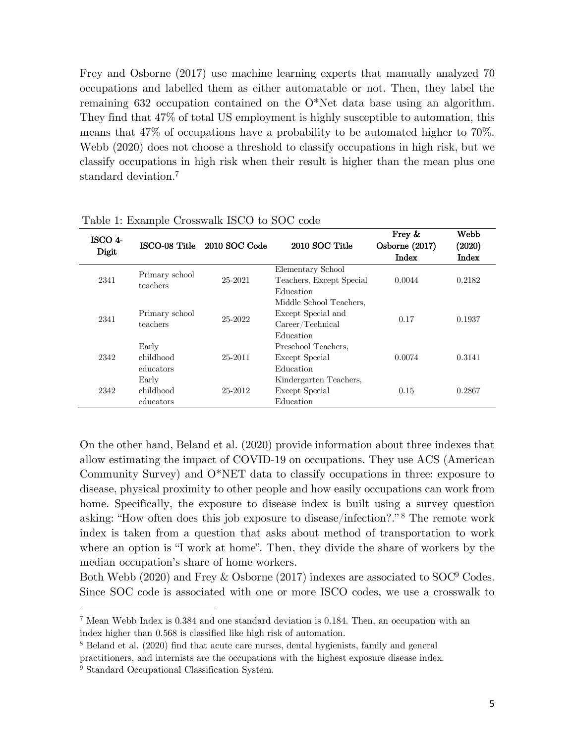Frey and Osborne (2017) use machine learning experts that manually analyzed 70 occupations and labelled them as either automatable or not. Then, they label the remaining 632 occupation contained on the O*Net data base using an algorithm. They find that 47% of total US employment is highly susceptible to automation, this means that 47% of occupations have a probability to be automated higher to 70%. Webb (2020) does not choose a threshold to classify occupations in high risk, but we classify occupations in high risk when their result is higher than the mean plus one standard deviation.[7]

Table 1: Example Crosswalk ISCO to SOC code

| ISCO 4-Digit | ISCO-08 Title | 2010 SOC Code | 2010 SOC Title | Frey & Osborne (2017) Index | Webb (2020) Index |
|---|---|---|---|---|---|
| 2341 | Primary school teachers | 25-2021 | Elementary School Teachers, Except Special Education | 0.0044 | 0.2182 |
| 2341 | Primary school teachers | 25-2022 | Middle School Teachers, Except Special and Career/Technical Education | 0.17 | 0.1937 |
| 2342 | Early childhood educators | 25-2011 | Preschool Teachers, Except Special Education | 0.0074 | 0.3141 |
| 2342 | Early childhood educators | 25-2012 | Kindergarten Teachers, Except Special Education | 0.15 | 0.2867 |

On the other hand, Beland et al. (2020) provide information about three indexes that allow estimating the impact of COVID-19 on occupations. They use ACS (American Community Survey) and O*NET data to classify occupations in three: exposure to disease, physical proximity to other people and how easily occupations can work from home. Specifically, the exposure to disease index is built using a survey question asking: "How often does this job exposure to disease/infection?."[8] The remote work index is taken from a question that asks about method of transportation to work where an option is "I work at home". Then, they divide the share of workers by the median occupation's share of home workers.

Both Webb (2020) and Frey & Osborne (2017) indexes are associated to SOC[9] Codes. Since SOC code is associated with one or more ISCO codes, we use a crosswalk to

[7] Mean Webb Index is 0.384 and one standard deviation is 0.184. Then, an occupation with an index higher than 0.568 is classified like high risk of automation.

[8] Beland et al. (2020) find that acute care nurses, dental hygienists, family and general practitioners, and internists are the occupations with the highest exposure disease index.

[9] Standard Occupational Classification System.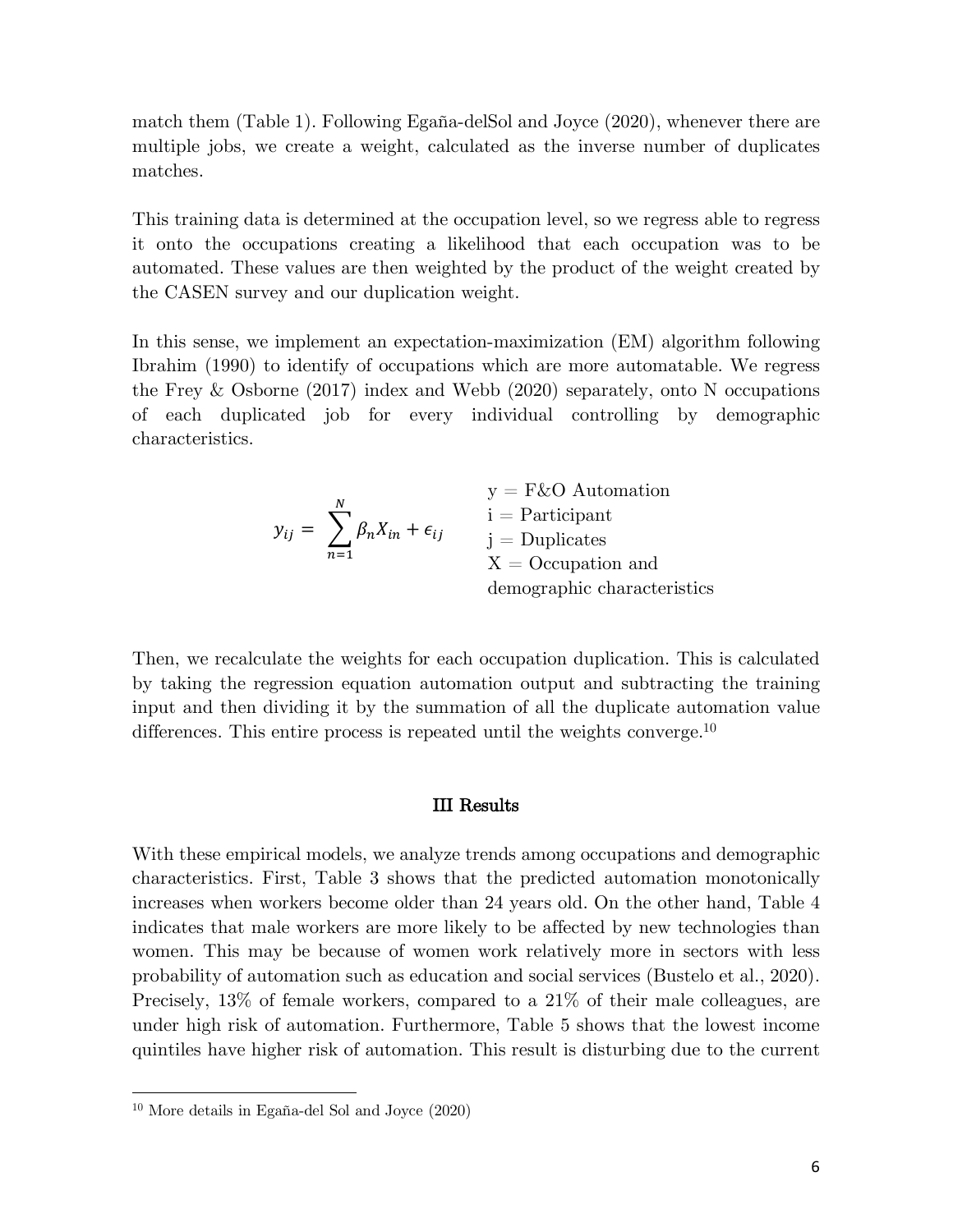match them (Table 1). Following Egaña-delSol and Joyce (2020), whenever there are multiple jobs, we create a weight, calculated as the inverse number of duplicates matches.

This training data is determined at the occupation level, so we regress able to regress it onto the occupations creating a likelihood that each occupation was to be automated. These values are then weighted by the product of the weight created by the CASEN survey and our duplication weight.

In this sense, we implement an expectation-maximization (EM) algorithm following Ibrahim (1990) to identify of occupations which are more automatable. We regress the Frey & Osborne (2017) index and Webb (2020) separately, onto N occupations of each duplicated job for every individual controlling by demographic characteristics.

$$y_{ij} = \sum_{n=1}^{N} \beta_n X_{in} + \epsilon_{ij}$$

y = F&O Automation
i = Participant
j = Duplicates
X = Occupation and demographic characteristics

Then, we recalculate the weights for each occupation duplication. This is calculated by taking the regression equation automation output and subtracting the training input and then dividing it by the summation of all the duplicate automation value differences. This entire process is repeated until the weights converge.[10]

## III Results

With these empirical models, we analyze trends among occupations and demographic characteristics. First, Table 3 shows that the predicted automation monotonically increases when workers become older than 24 years old. On the other hand, Table 4 indicates that male workers are more likely to be affected by new technologies than women. This may be because of women work relatively more in sectors with less probability of automation such as education and social services (Bustelo et al., 2020). Precisely, 13% of female workers, compared to a 21% of their male colleagues, are under high risk of automation. Furthermore, Table 5 shows that the lowest income quintiles have higher risk of automation. This result is disturbing due to the current

[10] More details in Egaña-del Sol and Joyce (2020)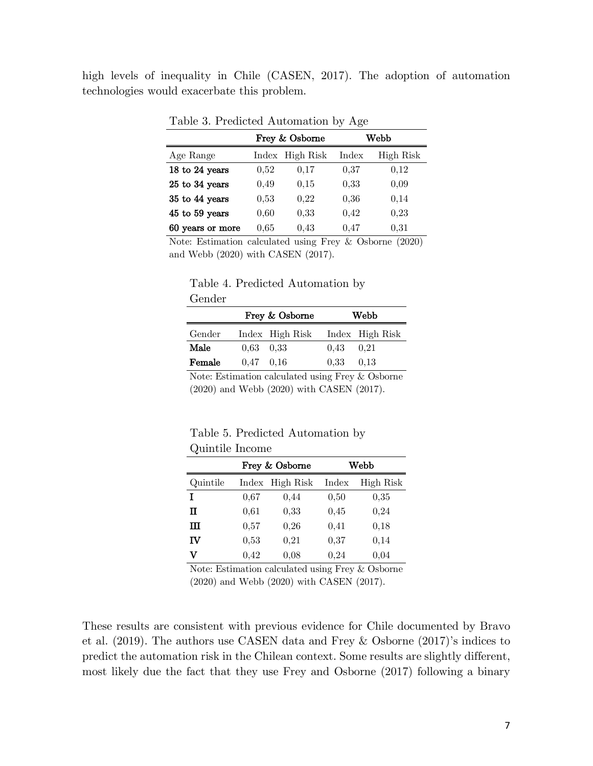high levels of inequality in Chile (CASEN, 2017). The adoption of automation technologies would exacerbate this problem.

Table 3. Predicted Automation by Age

| | Frey & Osborne | | Webb | |
|---|---|---|---|---|
| Age Range | Index | High Risk | Index | High Risk |
| **18 to 24 years** | 0,52 | 0,17 | 0,37 | 0,12 |
| **25 to 34 years** | 0,49 | 0,15 | 0,33 | 0,09 |
| **35 to 44 years** | 0,53 | 0,22 | 0,36 | 0,14 |
| **45 to 59 years** | 0,60 | 0,33 | 0,42 | 0,23 |
| **60 years or more** | 0,65 | 0,43 | 0,47 | 0,31 |

Note: Estimation calculated using Frey & Osborne (2020) and Webb (2020) with CASEN (2017).

Table 4. Predicted Automation by Gender

| | Frey & Osborne | | Webb | |
|---|---|---|---|---|
| Gender | Index | High Risk | Index | High Risk |
| **Male** | 0,63 | 0,33 | 0,43 | 0,21 |
| **Female** | 0,47 | 0,16 | 0,33 | 0,13 |

Note: Estimation calculated using Frey & Osborne (2020) and Webb (2020) with CASEN (2017).

Table 5. Predicted Automation by Quintile Income

| | Frey & Osborne | | Webb | |
|---|---|---|---|---|
| Quintile | Index | High Risk | Index | High Risk |
| **I** | 0,67 | 0,44 | 0,50 | 0,35 |
| **II** | 0,61 | 0,33 | 0,45 | 0,24 |
| **III** | 0,57 | 0,26 | 0,41 | 0,18 |
| **IV** | 0,53 | 0,21 | 0,37 | 0,14 |
| **V** | 0,42 | 0,08 | 0,24 | 0,04 |

Note: Estimation calculated using Frey & Osborne (2020) and Webb (2020) with CASEN (2017).

These results are consistent with previous evidence for Chile documented by Bravo et al. (2019). The authors use CASEN data and Frey & Osborne (2017)'s indices to predict the automation risk in the Chilean context. Some results are slightly different, most likely due the fact that they use Frey and Osborne (2017) following a binary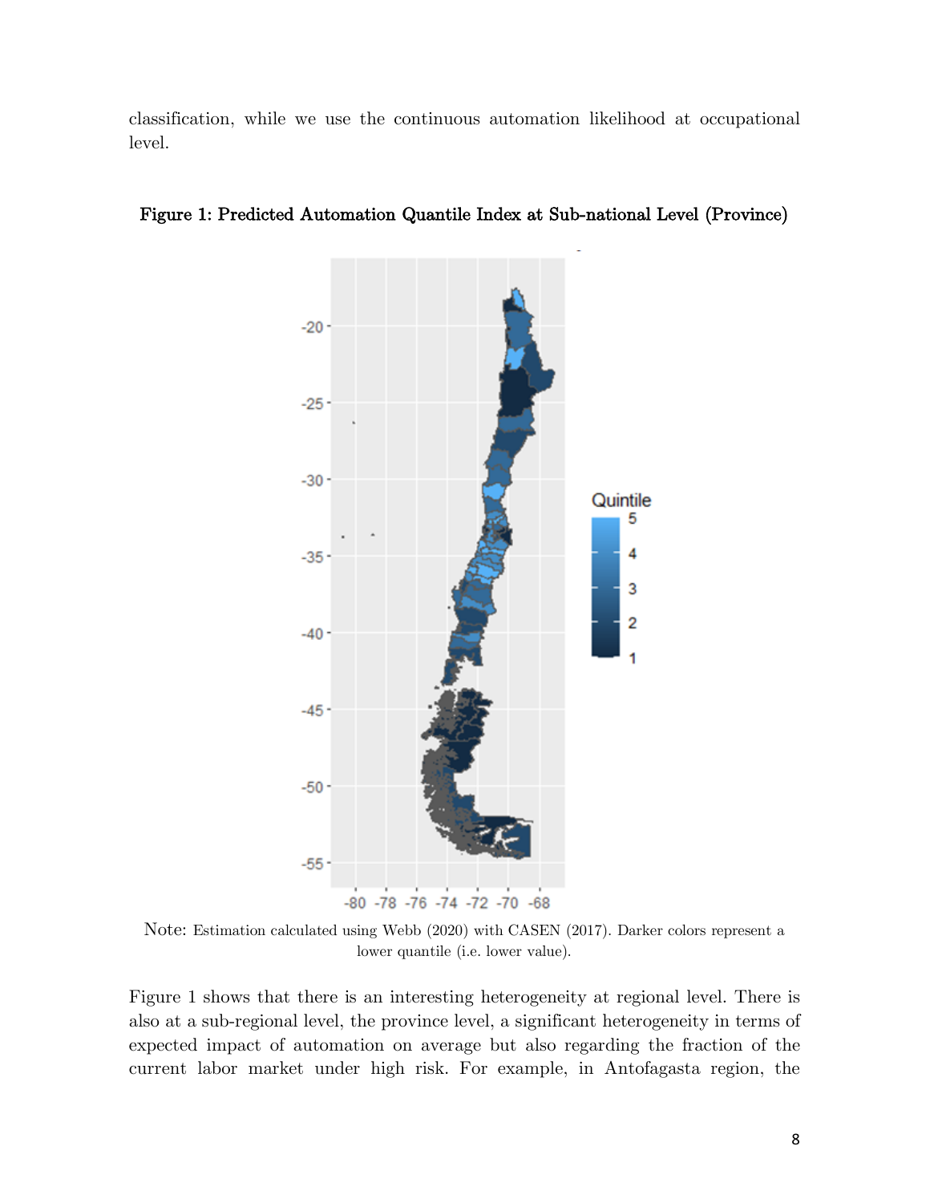classification, while we use the continuous automation likelihood at occupational level.

**Figure 1: Predicted Automation Quantile Index at Sub-national Level (Province)**

Note: Estimation calculated using Webb (2020) with CASEN (2017). Darker colors represent a lower quantile (i.e. lower value).

Figure 1 shows that there is an interesting heterogeneity at regional level. There is also at a sub-regional level, the province level, a significant heterogeneity in terms of expected impact of automation on average but also regarding the fraction of the current labor market under high risk. For example, in Antofagasta region, the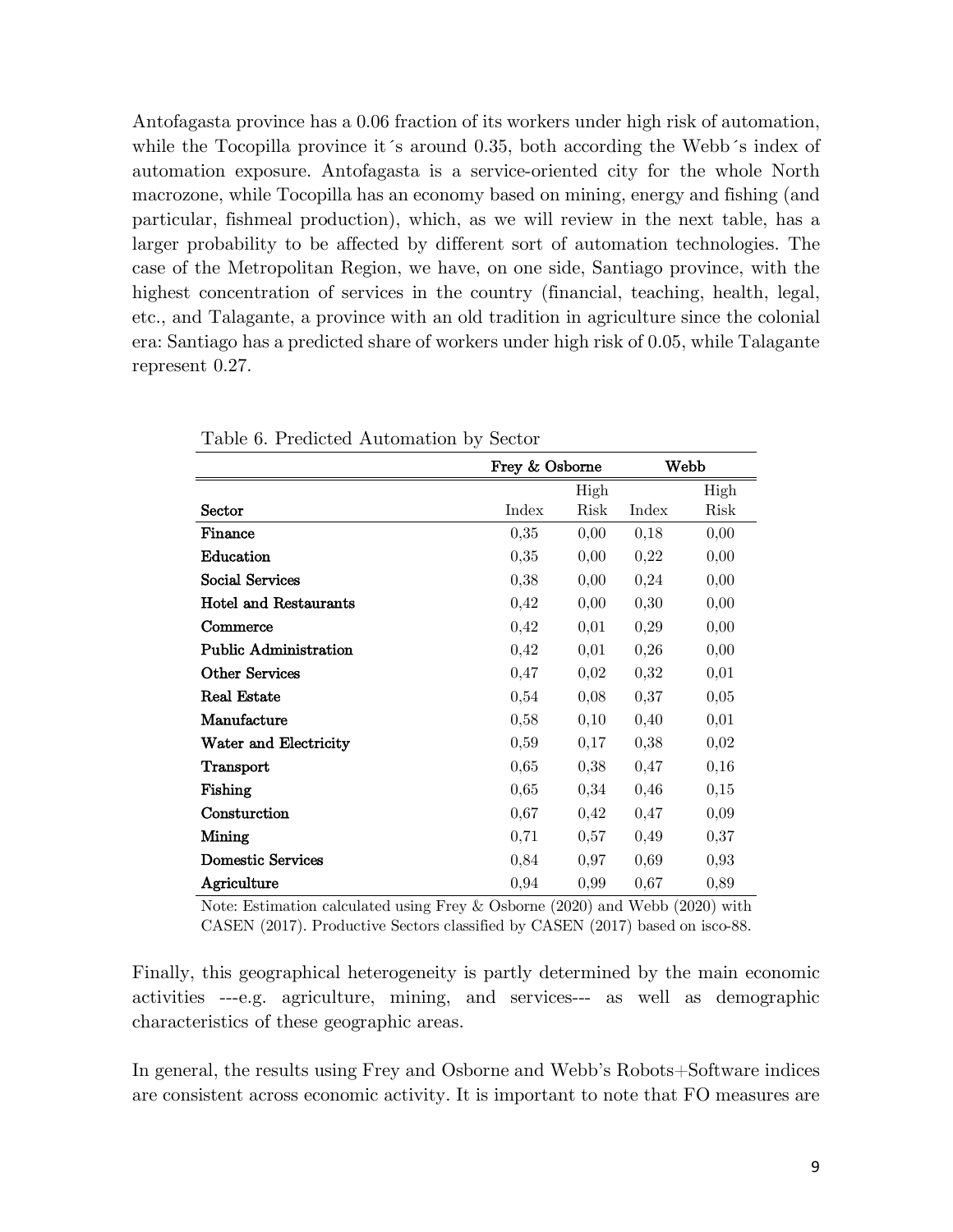Antofagasta province has a 0.06 fraction of its workers under high risk of automation, while the Tocopilla province it´s around 0.35, both according the Webb´s index of automation exposure. Antofagasta is a service-oriented city for the whole North macrozone, while Tocopilla has an economy based on mining, energy and fishing (and particular, fishmeal production), which, as we will review in the next table, has a larger probability to be affected by different sort of automation technologies. The case of the Metropolitan Region, we have, on one side, Santiago province, with the highest concentration of services in the country (financial, teaching, health, legal, etc., and Talagante, a province with an old tradition in agriculture since the colonial era: Santiago has a predicted share of workers under high risk of 0.05, while Talagante represent 0.27.

Table 6. Predicted Automation by Sector

| | Frey & Osborne | | Webb | |
|---|---|---|---|---|
| **Sector** | Index | High Risk | Index | High Risk |
| **Finance** | 0,35 | 0,00 | 0,18 | 0,00 |
| **Education** | 0,35 | 0,00 | 0,22 | 0,00 |
| **Social Services** | 0,38 | 0,00 | 0,24 | 0,00 |
| **Hotel and Restaurants** | 0,42 | 0,00 | 0,30 | 0,00 |
| **Commerce** | 0,42 | 0,01 | 0,29 | 0,00 |
| **Public Administration** | 0,42 | 0,01 | 0,26 | 0,00 |
| **Other Services** | 0,47 | 0,02 | 0,32 | 0,01 |
| **Real Estate** | 0,54 | 0,08 | 0,37 | 0,05 |
| **Manufacture** | 0,58 | 0,10 | 0,40 | 0,01 |
| **Water and Electricity** | 0,59 | 0,17 | 0,38 | 0,02 |
| **Transport** | 0,65 | 0,38 | 0,47 | 0,16 |
| **Fishing** | 0,65 | 0,34 | 0,46 | 0,15 |
| **Consturction** | 0,67 | 0,42 | 0,47 | 0,09 |
| **Mining** | 0,71 | 0,57 | 0,49 | 0,37 |
| **Domestic Services** | 0,84 | 0,97 | 0,69 | 0,93 |
| **Agriculture** | 0,94 | 0,99 | 0,67 | 0,89 |

Note: Estimation calculated using Frey & Osborne (2020) and Webb (2020) with CASEN (2017). Productive Sectors classified by CASEN (2017) based on isco-88.

Finally, this geographical heterogeneity is partly determined by the main economic activities ---e.g. agriculture, mining, and services--- as well as demographic characteristics of these geographic areas.

In general, the results using Frey and Osborne and Webb's Robots+Software indices are consistent across economic activity. It is important to note that FO measures are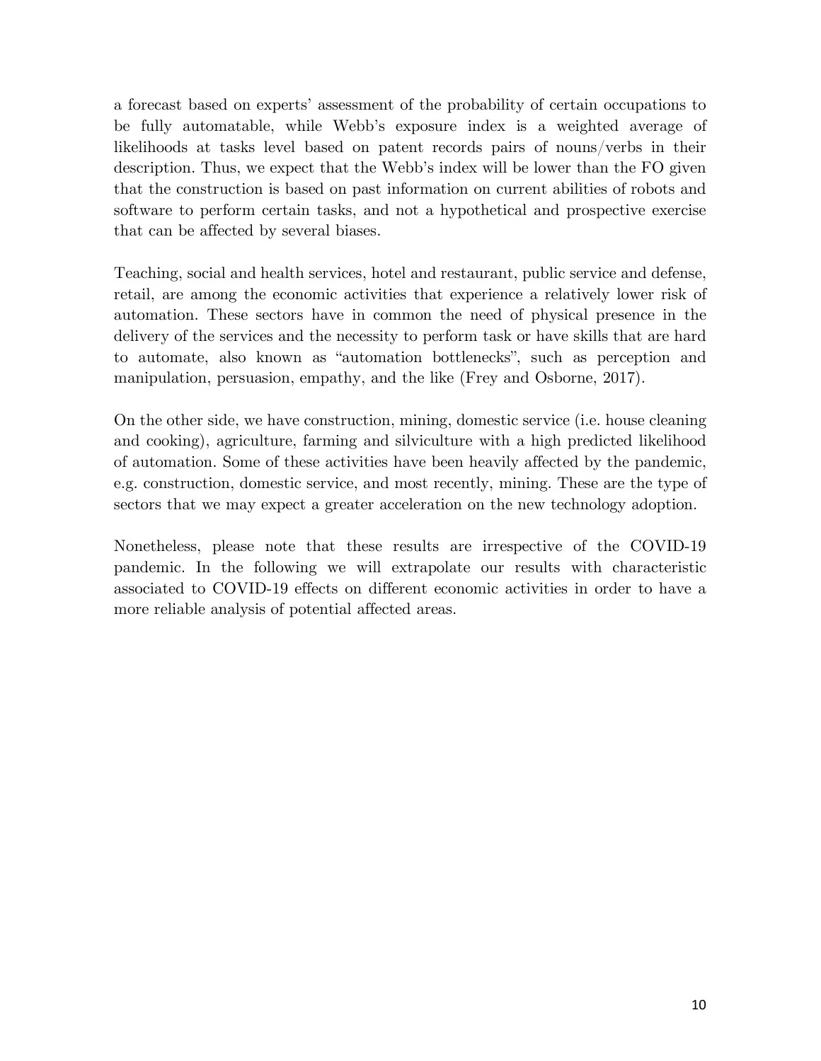a forecast based on experts' assessment of the probability of certain occupations to be fully automatable, while Webb's exposure index is a weighted average of likelihoods at tasks level based on patent records pairs of nouns/verbs in their description. Thus, we expect that the Webb's index will be lower than the FO given that the construction is based on past information on current abilities of robots and software to perform certain tasks, and not a hypothetical and prospective exercise that can be affected by several biases.

Teaching, social and health services, hotel and restaurant, public service and defense, retail, are among the economic activities that experience a relatively lower risk of automation. These sectors have in common the need of physical presence in the delivery of the services and the necessity to perform task or have skills that are hard to automate, also known as "automation bottlenecks", such as perception and manipulation, persuasion, empathy, and the like (Frey and Osborne, 2017).

On the other side, we have construction, mining, domestic service (i.e. house cleaning and cooking), agriculture, farming and silviculture with a high predicted likelihood of automation. Some of these activities have been heavily affected by the pandemic, e.g. construction, domestic service, and most recently, mining. These are the type of sectors that we may expect a greater acceleration on the new technology adoption.

Nonetheless, please note that these results are irrespective of the COVID-19 pandemic. In the following we will extrapolate our results with characteristic associated to COVID-19 effects on different economic activities in order to have a more reliable analysis of potential affected areas.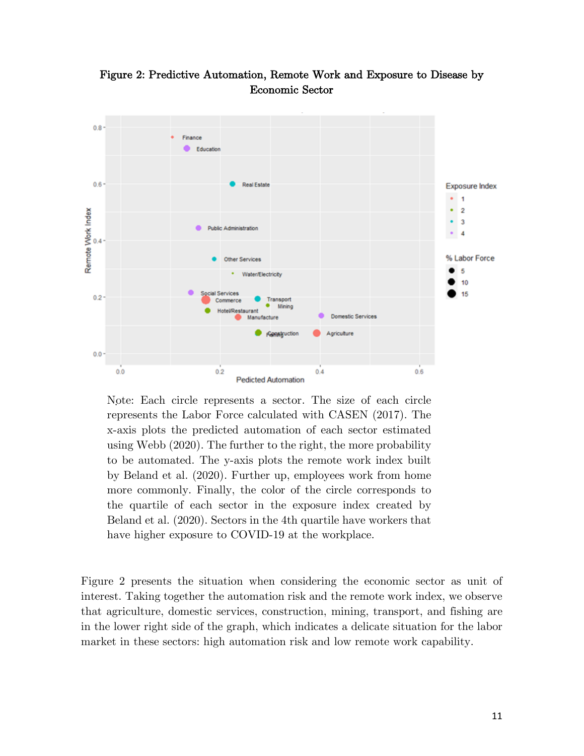**Figure 2: Predictive Automation, Remote Work and Exposure to Disease by Economic Sector**

Note: Each circle represents a sector. The size of each circle represents the Labor Force calculated with CASEN (2017). The x-axis plots the predicted automation of each sector estimated using Webb (2020). The further to the right, the more probability to be automated. The y-axis plots the remote work index built by Beland et al. (2020). Further up, employees work from home more commonly. Finally, the color of the circle corresponds to the quartile of each sector in the exposure index created by Beland et al. (2020). Sectors in the 4th quartile have workers that have higher exposure to COVID-19 at the workplace.

Figure 2 presents the situation when considering the economic sector as unit of interest. Taking together the automation risk and the remote work index, we observe that agriculture, domestic services, construction, mining, transport, and fishing are in the lower right side of the graph, which indicates a delicate situation for the labor market in these sectors: high automation risk and low remote work capability.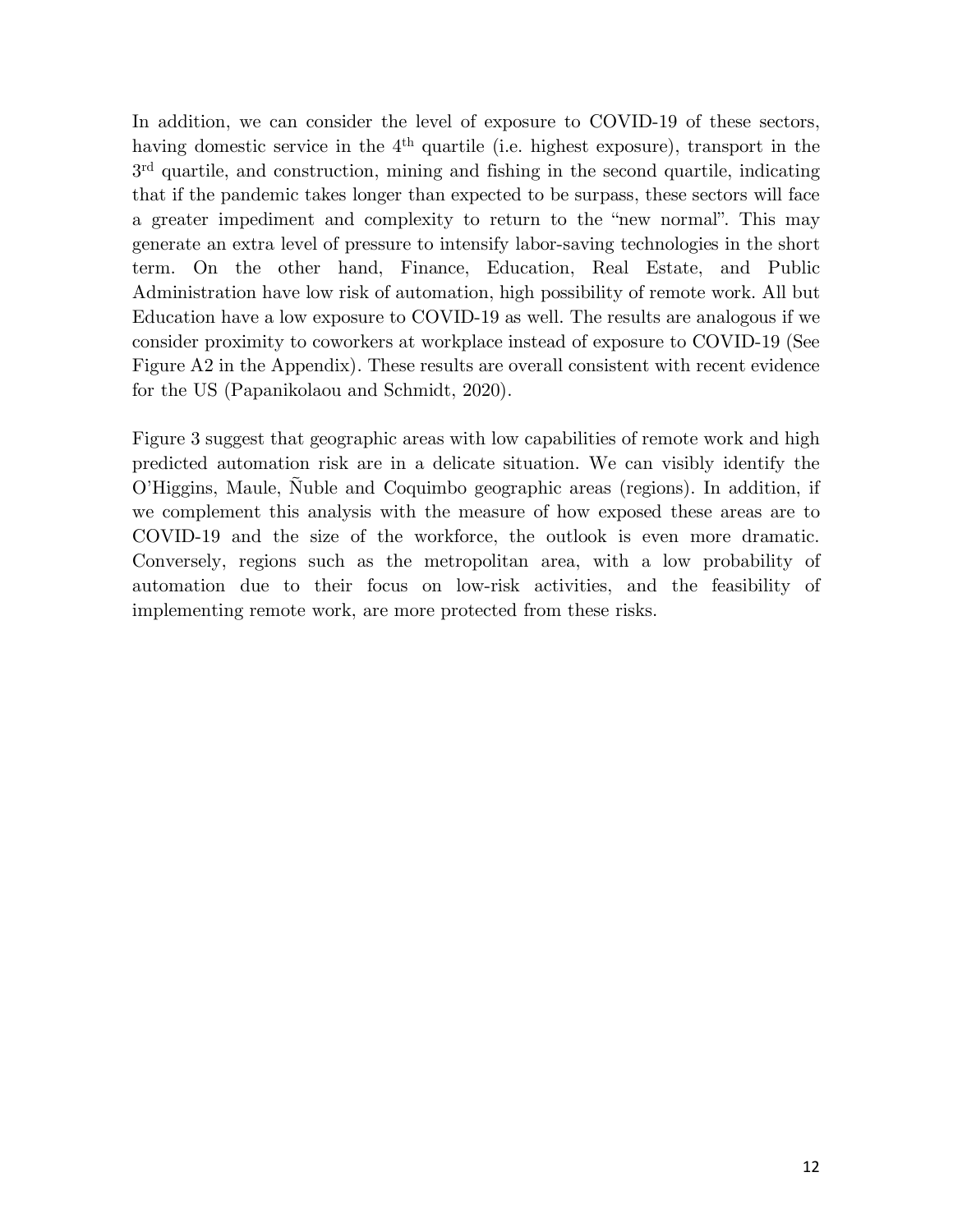In addition, we can consider the level of exposure to COVID-19 of these sectors, having domestic service in the 4th quartile (i.e. highest exposure), transport in the 3rd quartile, and construction, mining and fishing in the second quartile, indicating that if the pandemic takes longer than expected to be surpass, these sectors will face a greater impediment and complexity to return to the "new normal". This may generate an extra level of pressure to intensify labor-saving technologies in the short term. On the other hand, Finance, Education, Real Estate, and Public Administration have low risk of automation, high possibility of remote work. All but Education have a low exposure to COVID-19 as well. The results are analogous if we consider proximity to coworkers at workplace instead of exposure to COVID-19 (See Figure A2 in the Appendix). These results are overall consistent with recent evidence for the US (Papanikolaou and Schmidt, 2020).

Figure 3 suggest that geographic areas with low capabilities of remote work and high predicted automation risk are in a delicate situation. We can visibly identify the O'Higgins, Maule, Ñuble and Coquimbo geographic areas (regions). In addition, if we complement this analysis with the measure of how exposed these areas are to COVID-19 and the size of the workforce, the outlook is even more dramatic. Conversely, regions such as the metropolitan area, with a low probability of automation due to their focus on low-risk activities, and the feasibility of implementing remote work, are more protected from these risks.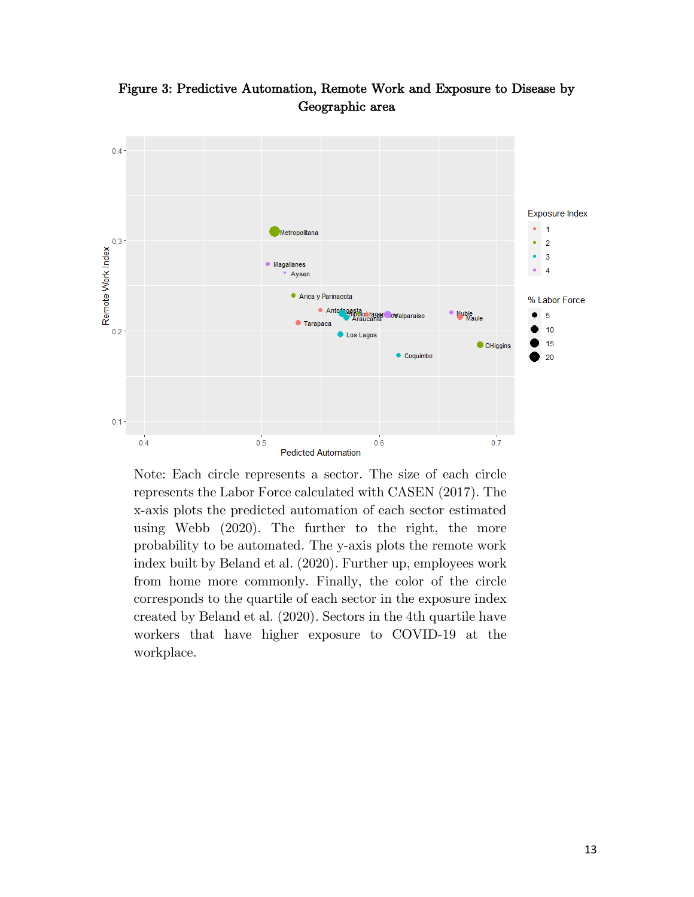**Figure 3: Predictive Automation, Remote Work and Exposure to Disease by Geographic area**

Note: Each circle represents a sector. The size of each circle represents the Labor Force calculated with CASEN (2017). The x-axis plots the predicted automation of each sector estimated using Webb (2020). The further to the right, the more probability to be automated. The y-axis plots the remote work index built by Beland et al. (2020). Further up, employees work from home more commonly. Finally, the color of the circle corresponds to the quartile of each sector in the exposure index created by Beland et al. (2020). Sectors in the 4th quartile have workers that have higher exposure to COVID-19 at the workplace.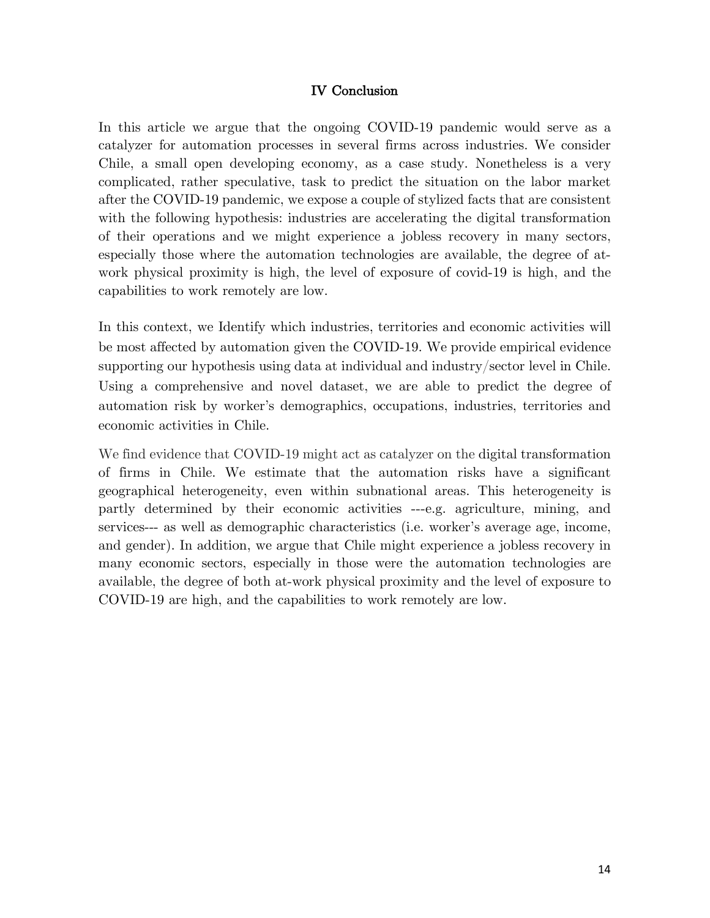## IV Conclusion

In this article we argue that the ongoing COVID-19 pandemic would serve as a catalyzer for automation processes in several firms across industries. We consider Chile, a small open developing economy, as a case study. Nonetheless is a very complicated, rather speculative, task to predict the situation on the labor market after the COVID-19 pandemic, we expose a couple of stylized facts that are consistent with the following hypothesis: industries are accelerating the digital transformation of their operations and we might experience a jobless recovery in many sectors, especially those where the automation technologies are available, the degree of at-work physical proximity is high, the level of exposure of covid-19 is high, and the capabilities to work remotely are low.

In this context, we Identify which industries, territories and economic activities will be most affected by automation given the COVID-19. We provide empirical evidence supporting our hypothesis using data at individual and industry/sector level in Chile. Using a comprehensive and novel dataset, we are able to predict the degree of automation risk by worker's demographics, occupations, industries, territories and economic activities in Chile.

We find evidence that COVID-19 might act as catalyzer on the digital transformation of firms in Chile. We estimate that the automation risks have a significant geographical heterogeneity, even within subnational areas. This heterogeneity is partly determined by their economic activities ---e.g. agriculture, mining, and services--- as well as demographic characteristics (i.e. worker's average age, income, and gender). In addition, we argue that Chile might experience a jobless recovery in many economic sectors, especially in those were the automation technologies are available, the degree of both at-work physical proximity and the level of exposure to COVID-19 are high, and the capabilities to work remotely are low.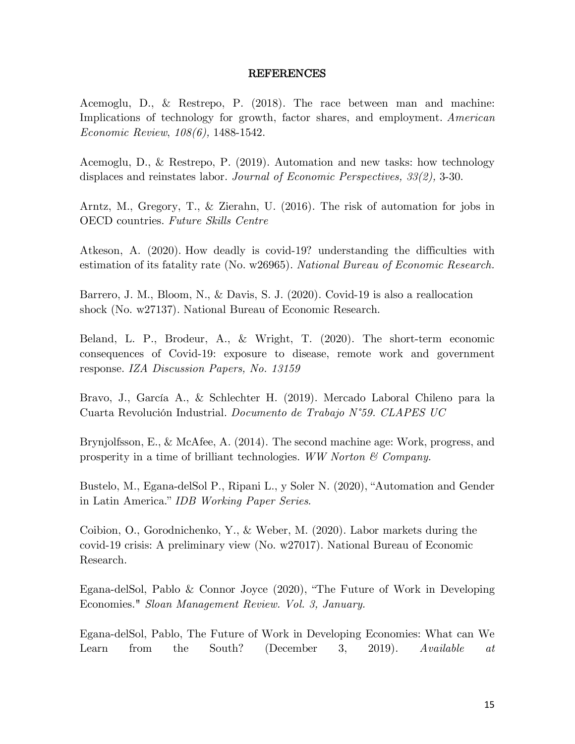# REFERENCES

Acemoglu, D., & Restrepo, P. (2018). The race between man and machine: Implications of technology for growth, factor shares, and employment. *American Economic Review, 108(6),* 1488-1542.

Acemoglu, D., & Restrepo, P. (2019). Automation and new tasks: how technology displaces and reinstates labor. *Journal of Economic Perspectives, 33(2),* 3-30.

Arntz, M., Gregory, T., & Zierahn, U. (2016). The risk of automation for jobs in OECD countries. *Future Skills Centre*

Atkeson, A. (2020). How deadly is covid-19? understanding the difficulties with estimation of its fatality rate (No. w26965). *National Bureau of Economic Research.*

Barrero, J. M., Bloom, N., & Davis, S. J. (2020). Covid-19 is also a reallocation shock (No. w27137). National Bureau of Economic Research.

Beland, L. P., Brodeur, A., & Wright, T. (2020). The short-term economic consequences of Covid-19: exposure to disease, remote work and government response. *IZA Discussion Papers, No. 13159*

Bravo, J., García A., & Schlechter H. (2019). Mercado Laboral Chileno para la Cuarta Revolución Industrial. *Documento de Trabajo N°59. CLAPES UC*

Brynjolfsson, E., & McAfee, A. (2014). The second machine age: Work, progress, and prosperity in a time of brilliant technologies. *WW Norton & Company.*

Bustelo, M., Egana-delSol P., Ripani L., y Soler N. (2020), "Automation and Gender in Latin America." *IDB Working Paper Series.*

Coibion, O., Gorodnichenko, Y., & Weber, M. (2020). Labor markets during the covid-19 crisis: A preliminary view (No. w27017). National Bureau of Economic Research.

Egana-delSol, Pablo & Connor Joyce (2020), "The Future of Work in Developing Economies." *Sloan Management Review. Vol. 3, January.*

Egana-delSol, Pablo, The Future of Work in Developing Economies: What can We Learn from the South? (December 3, 2019). *Available at*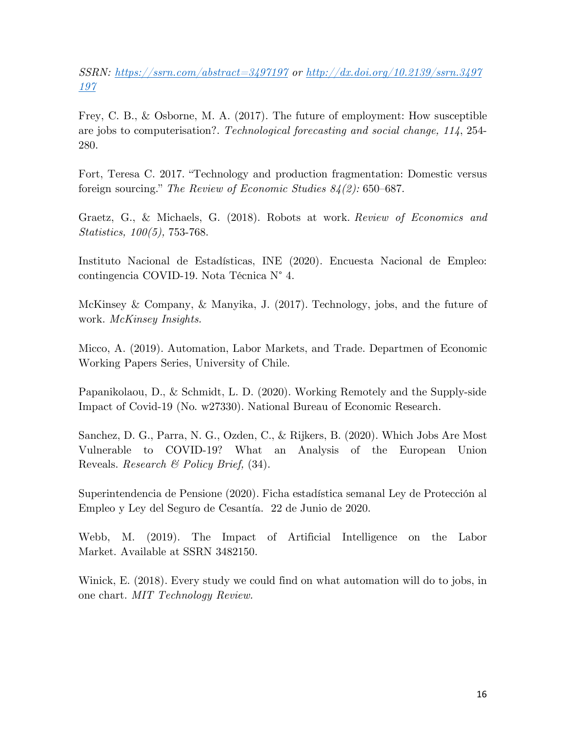*SSRN: https://ssrn.com/abstract=3497197 or http://dx.doi.org/10.2139/ssrn.3497197*

Frey, C. B., & Osborne, M. A. (2017). The future of employment: How susceptible are jobs to computerisation?. *Technological forecasting and social change, 114*, 254-280.

Fort, Teresa C. 2017. "Technology and production fragmentation: Domestic versus foreign sourcing." *The Review of Economic Studies 84(2):* 650–687.

Graetz, G., & Michaels, G. (2018). Robots at work. *Review of Economics and Statistics, 100(5),* 753-768.

Instituto Nacional de Estadísticas, INE (2020). Encuesta Nacional de Empleo: contingencia COVID-19. Nota Técnica N° 4.

McKinsey & Company, & Manyika, J. (2017). Technology, jobs, and the future of work. *McKinsey Insights.*

Micco, A. (2019). Automation, Labor Markets, and Trade. Departmen of Economic Working Papers Series, University of Chile.

Papanikolaou, D., & Schmidt, L. D. (2020). Working Remotely and the Supply-side Impact of Covid-19 (No. w27330). National Bureau of Economic Research.

Sanchez, D. G., Parra, N. G., Ozden, C., & Rijkers, B. (2020). Which Jobs Are Most Vulnerable to COVID-19? What an Analysis of the European Union Reveals. *Research & Policy Brief,* (34).

Superintendencia de Pensione (2020). Ficha estadística semanal Ley de Protección al Empleo y Ley del Seguro de Cesantía. 22 de Junio de 2020.

Webb, M. (2019). The Impact of Artificial Intelligence on the Labor Market. Available at SSRN 3482150.

Winick, E. (2018). Every study we could find on what automation will do to jobs, in one chart. *MIT Technology Review.*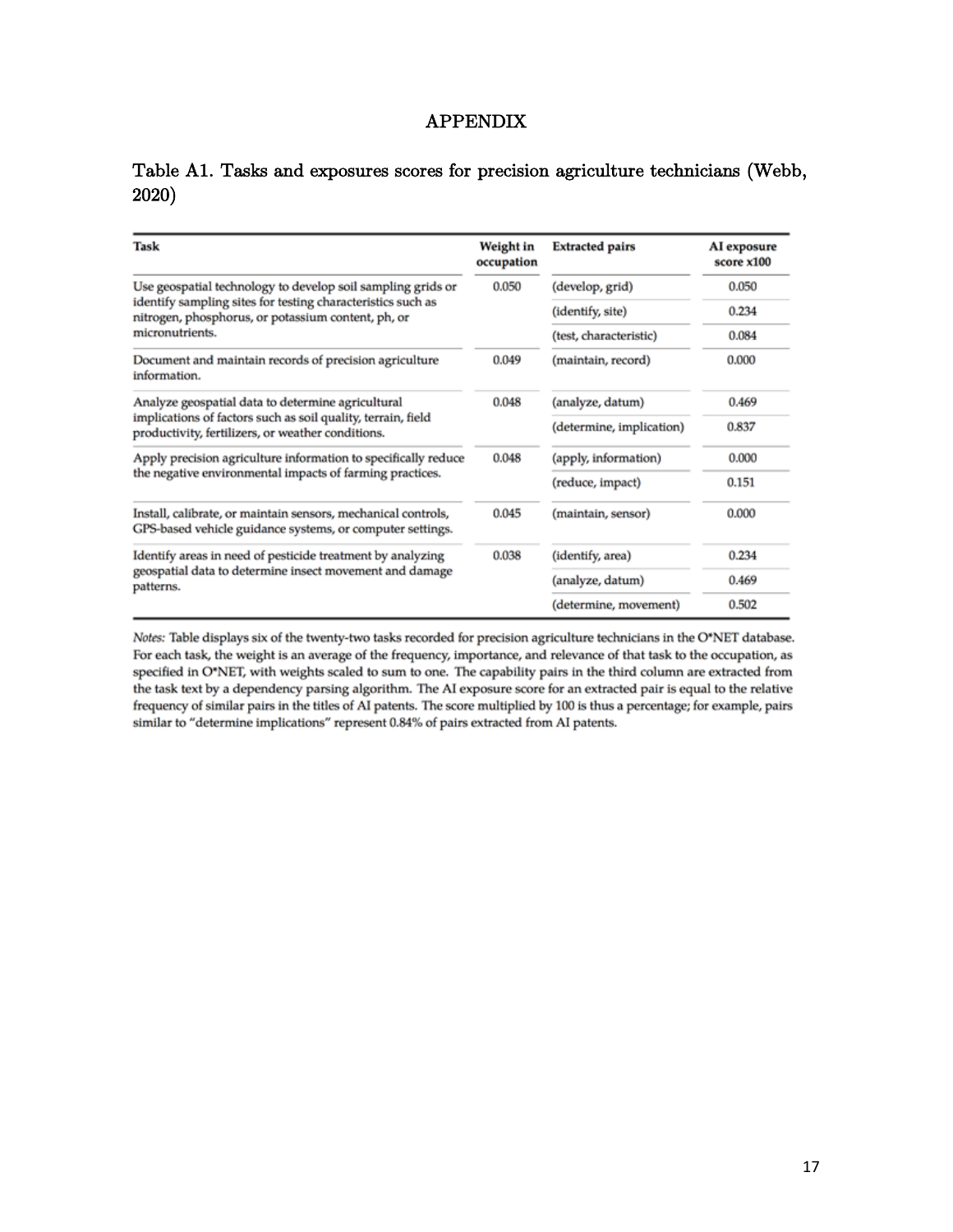# APPENDIX

Table A1. Tasks and exposures scores for precision agriculture technicians (Webb, 2020)

| Task | Weight in occupation | Extracted pairs | AI exposure score x100 |
|---|---|---|---|
| Use geospatial technology to develop soil sampling grids or identify sampling sites for testing characteristics such as nitrogen, phosphorus, or potassium content, ph, or micronutrients. | 0.050 | (develop, grid) | 0.050 |
| | | (identify, site) | 0.234 |
| | | (test, characteristic) | 0.084 |
| Document and maintain records of precision agriculture information. | 0.049 | (maintain, record) | 0.000 |
| Analyze geospatial data to determine agricultural implications of factors such as soil quality, terrain, field productivity, fertilizers, or weather conditions. | 0.048 | (analyze, datum) | 0.469 |
| | | (determine, implication) | 0.837 |
| Apply precision agriculture information to specifically reduce the negative environmental impacts of farming practices. | 0.048 | (apply, information) | 0.000 |
| | | (reduce, impact) | 0.151 |
| Install, calibrate, or maintain sensors, mechanical controls, GPS-based vehicle guidance systems, or computer settings. | 0.045 | (maintain, sensor) | 0.000 |
| Identify areas in need of pesticide treatment by analyzing geospatial data to determine insect movement and damage patterns. | 0.038 | (identify, area) | 0.234 |
| | | (analyze, datum) | 0.469 |
| | | (determine, movement) | 0.502 |

*Notes:* Table displays six of the twenty-two tasks recorded for precision agriculture technicians in the O*NET database. For each task, the weight is an average of the frequency, importance, and relevance of that task to the occupation, as specified in O*NET, with weights scaled to sum to one. The capability pairs in the third column are extracted from the task text by a dependency parsing algorithm. The AI exposure score for an extracted pair is equal to the relative frequency of similar pairs in the titles of AI patents. The score multiplied by 100 is thus a percentage; for example, pairs similar to "determine implications" represent 0.84% of pairs extracted from AI patents.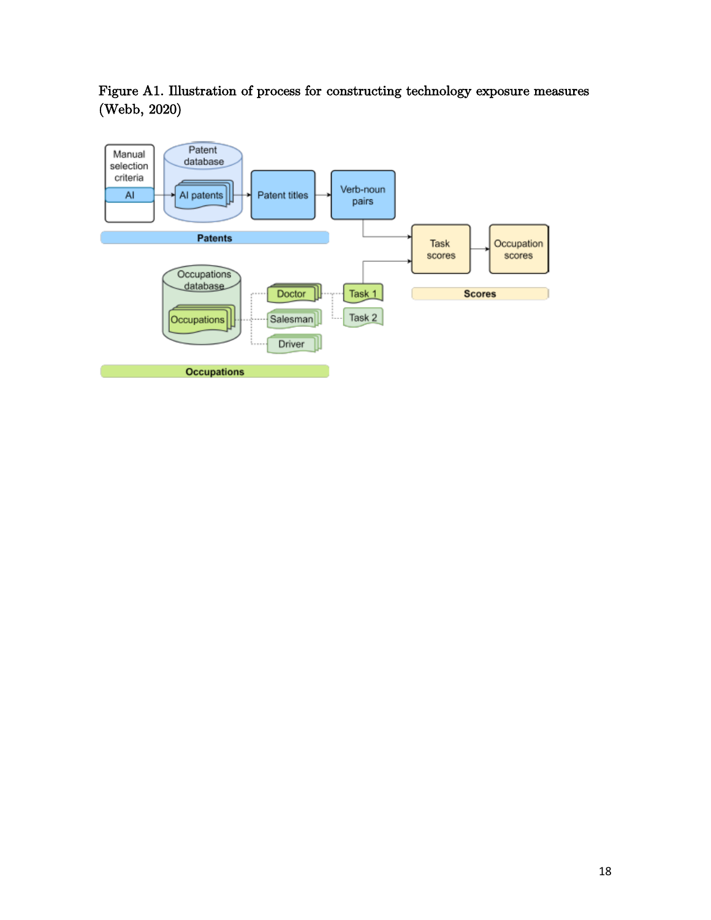Figure A1. Illustration of process for constructing technology exposure measures (Webb, 2020)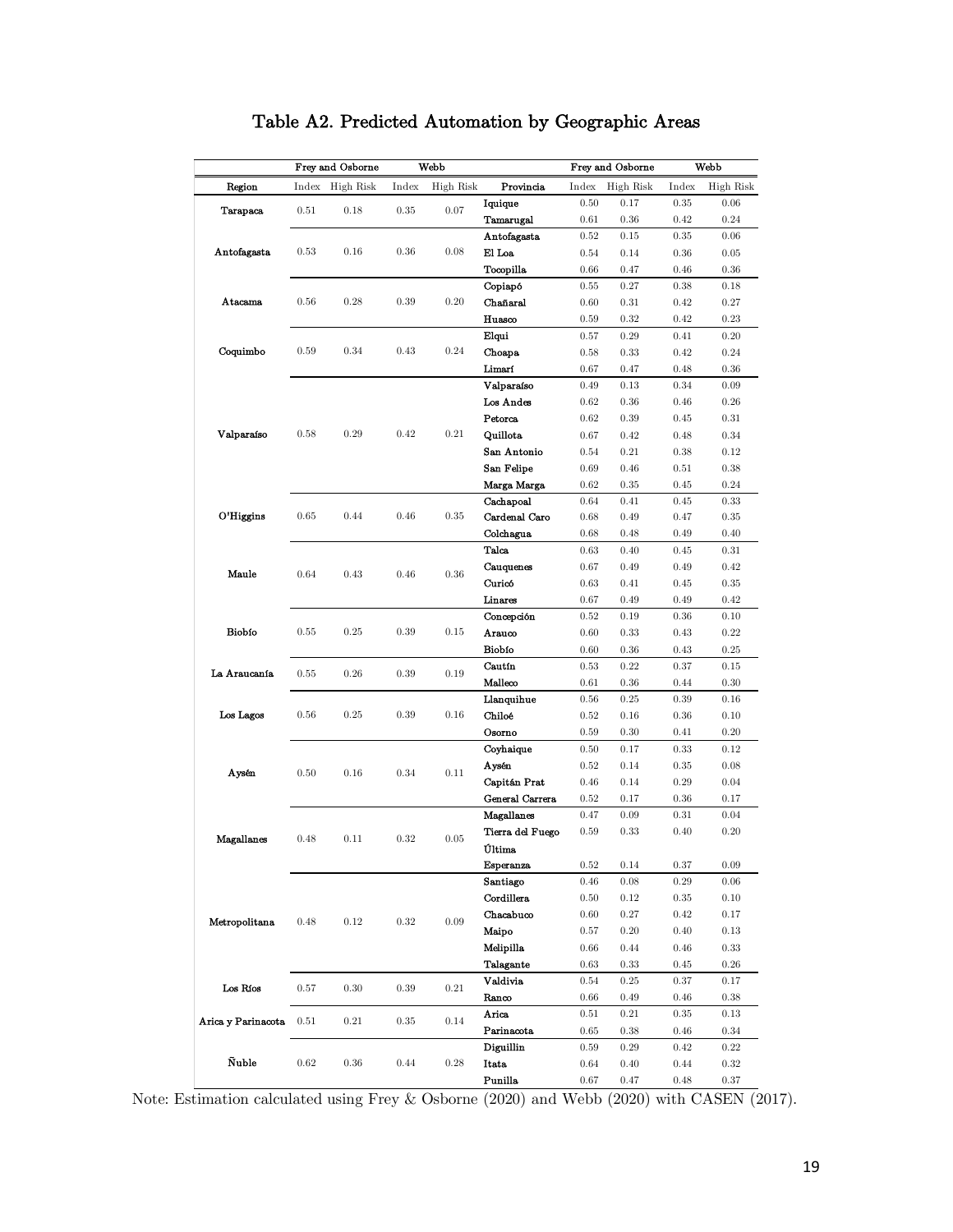# Table A2. Predicted Automation by Geographic Areas

| | Frey and Osborne | | Webb | | | Frey and Osborne | | Webb | |
|---|---|---|---|---|---|---|---|---|---|
| Region | Index | High Risk | Index | High Risk | Provincia | Index | High Risk | Index | High Risk |
| Tarapaca | 0.51 | 0.18 | 0.35 | 0.07 | Iquique | 0.50 | 0.17 | 0.35 | 0.06 |
| | | | | | Tamarugal | 0.61 | 0.36 | 0.42 | 0.24 |
| Antofagasta | 0.53 | 0.16 | 0.36 | 0.08 | Antofagasta | 0.52 | 0.15 | 0.35 | 0.06 |
| | | | | | El Loa | 0.54 | 0.14 | 0.36 | 0.05 |
| | | | | | Tocopilla | 0.66 | 0.47 | 0.46 | 0.36 |
| Atacama | 0.56 | 0.28 | 0.39 | 0.20 | Copiapó | 0.55 | 0.27 | 0.38 | 0.18 |
| | | | | | Chañaral | 0.60 | 0.31 | 0.42 | 0.27 |
| | | | | | Huasco | 0.59 | 0.32 | 0.42 | 0.23 |
| Coquimbo | 0.59 | 0.34 | 0.43 | 0.24 | Elqui | 0.57 | 0.29 | 0.41 | 0.20 |
| | | | | | Choapa | 0.58 | 0.33 | 0.42 | 0.24 |
| | | | | | Limarí | 0.67 | 0.47 | 0.48 | 0.36 |
| Valparaíso | 0.58 | 0.29 | 0.42 | 0.21 | Valparaíso | 0.49 | 0.13 | 0.34 | 0.09 |
| | | | | | Los Andes | 0.62 | 0.36 | 0.46 | 0.26 |
| | | | | | Petorca | 0.62 | 0.39 | 0.45 | 0.31 |
| | | | | | Quillota | 0.67 | 0.42 | 0.48 | 0.34 |
| | | | | | San Antonio | 0.54 | 0.21 | 0.38 | 0.12 |
| | | | | | San Felipe | 0.69 | 0.46 | 0.51 | 0.38 |
| | | | | | Marga Marga | 0.62 | 0.35 | 0.45 | 0.24 |
| O'Higgins | 0.65 | 0.44 | 0.46 | 0.35 | Cachapoal | 0.64 | 0.41 | 0.45 | 0.33 |
| | | | | | Cardenal Caro | 0.68 | 0.49 | 0.47 | 0.35 |
| | | | | | Colchagua | 0.68 | 0.48 | 0.49 | 0.40 |
| Maule | 0.64 | 0.43 | 0.46 | 0.36 | Talca | 0.63 | 0.40 | 0.45 | 0.31 |
| | | | | | Cauquenes | 0.67 | 0.49 | 0.49 | 0.42 |
| | | | | | Curicó | 0.63 | 0.41 | 0.45 | 0.35 |
| | | | | | Linares | 0.67 | 0.49 | 0.49 | 0.42 |
| Biobío | 0.55 | 0.25 | 0.39 | 0.15 | Concepción | 0.52 | 0.19 | 0.36 | 0.10 |
| | | | | | Arauco | 0.60 | 0.33 | 0.43 | 0.22 |
| | | | | | Biobío | 0.60 | 0.36 | 0.43 | 0.25 |
| La Araucanía | 0.55 | 0.26 | 0.39 | 0.19 | Cautín | 0.53 | 0.22 | 0.37 | 0.15 |
| | | | | | Malleco | 0.61 | 0.36 | 0.44 | 0.30 |
| Los Lagos | 0.56 | 0.25 | 0.39 | 0.16 | Llanquihue | 0.56 | 0.25 | 0.39 | 0.16 |
| | | | | | Chiloé | 0.52 | 0.16 | 0.36 | 0.10 |
| | | | | | Osorno | 0.59 | 0.30 | 0.41 | 0.20 |
| Aysén | 0.50 | 0.16 | 0.34 | 0.11 | Coyhaique | 0.50 | 0.17 | 0.33 | 0.12 |
| | | | | | Aysén | 0.52 | 0.14 | 0.35 | 0.08 |
| | | | | | Capitán Prat | 0.46 | 0.14 | 0.29 | 0.04 |
| | | | | | General Carrera | 0.52 | 0.17 | 0.36 | 0.17 |
| Magallanes | 0.48 | 0.11 | 0.32 | 0.05 | Magallanes | 0.47 | 0.09 | 0.31 | 0.04 |
| | | | | | Tierra del Fuego | 0.59 | 0.33 | 0.40 | 0.20 |
| | | | | | Última Esperanza | 0.52 | 0.14 | 0.37 | 0.09 |
| Metropolitana | 0.48 | 0.12 | 0.32 | 0.09 | Santiago | 0.46 | 0.08 | 0.29 | 0.06 |
| | | | | | Cordillera | 0.50 | 0.12 | 0.35 | 0.10 |
| | | | | | Chacabuco | 0.60 | 0.27 | 0.42 | 0.17 |
| | | | | | Maipo | 0.57 | 0.20 | 0.40 | 0.13 |
| | | | | | Melipilla | 0.66 | 0.44 | 0.46 | 0.33 |
| | | | | | Talagante | 0.63 | 0.33 | 0.45 | 0.26 |
| Los Ríos | 0.57 | 0.30 | 0.39 | 0.21 | Valdivia | 0.54 | 0.25 | 0.37 | 0.17 |
| | | | | | Ranco | 0.66 | 0.49 | 0.46 | 0.38 |
| Arica y Parinacota | 0.51 | 0.21 | 0.35 | 0.14 | Arica | 0.51 | 0.21 | 0.35 | 0.13 |
| | | | | | Parinacota | 0.65 | 0.38 | 0.46 | 0.34 |
| Ñuble | 0.62 | 0.36 | 0.44 | 0.28 | Diguillín | 0.59 | 0.29 | 0.42 | 0.22 |
| | | | | | Itata | 0.64 | 0.40 | 0.44 | 0.32 |
| | | | | | Punilla | 0.67 | 0.47 | 0.48 | 0.37 |

Note: Estimation calculated using Frey & Osborne (2020) and Webb (2020) with CASEN (2017).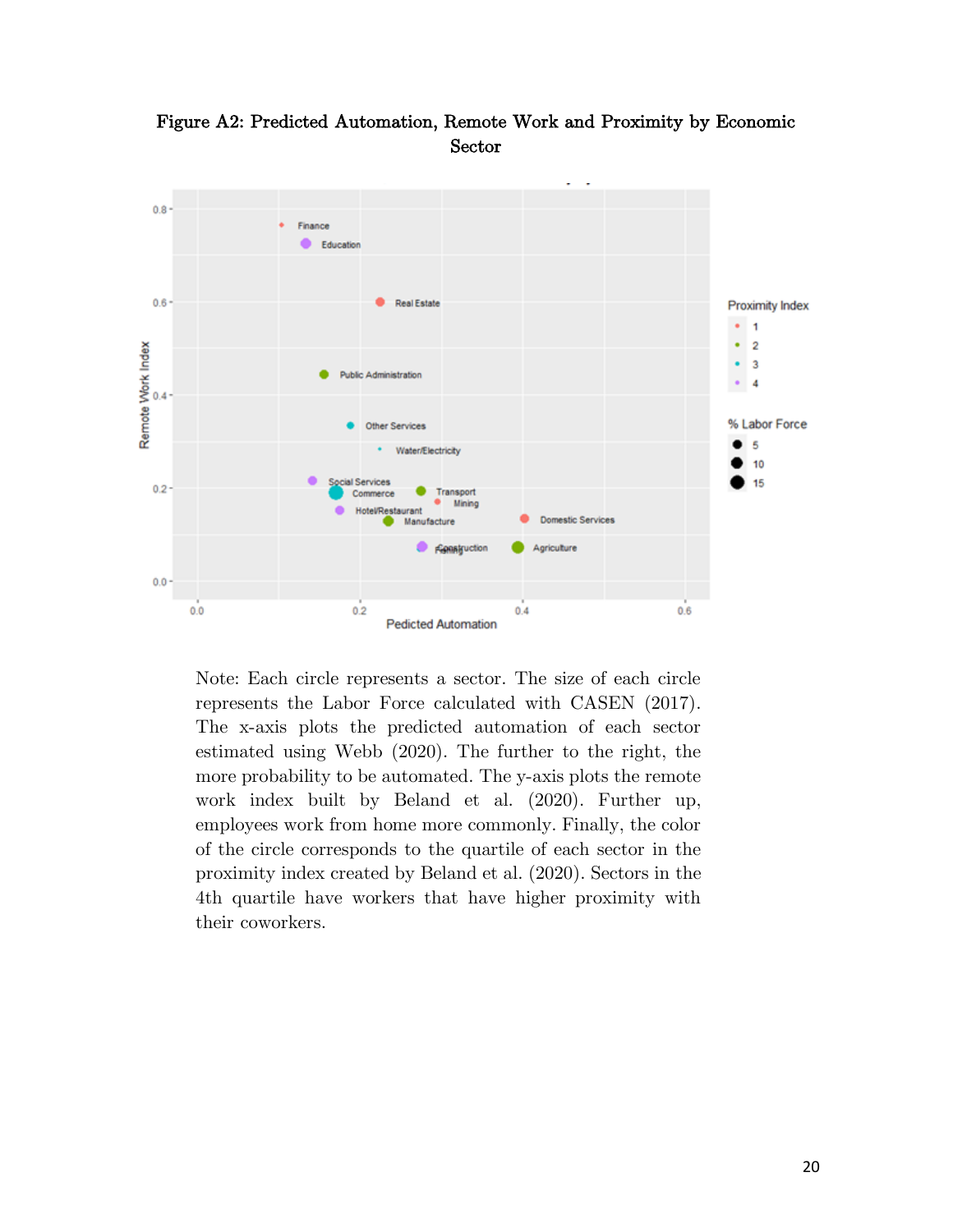**Figure A2: Predicted Automation, Remote Work and Proximity by Economic Sector**

Remote Work Index

0.8
0.6
0.4
0.2
0.0

Finance
Education
Real Estate
Public Administration
Other Services
Water/Electricity
Social Services
Commerce
Transport
Mining
Hotel/Restaurant
Manufacture
Domestic Services
Construction
Fishing
Agriculture

0.0
0.2
0.4
0.6

Pedicted Automation

Proximity Index
1
2
3
4

% Labor Force
5
10
15

Note: Each circle represents a sector. The size of each circle represents the Labor Force calculated with CASEN (2017). The x-axis plots the predicted automation of each sector estimated using Webb (2020). The further to the right, the more probability to be automated. The y-axis plots the remote work index built by Beland et al. (2020). Further up, employees work from home more commonly. Finally, the color of the circle corresponds to the quartile of each sector in the proximity index created by Beland et al. (2020). Sectors in the 4th quartile have workers that have higher proximity with their coworkers.